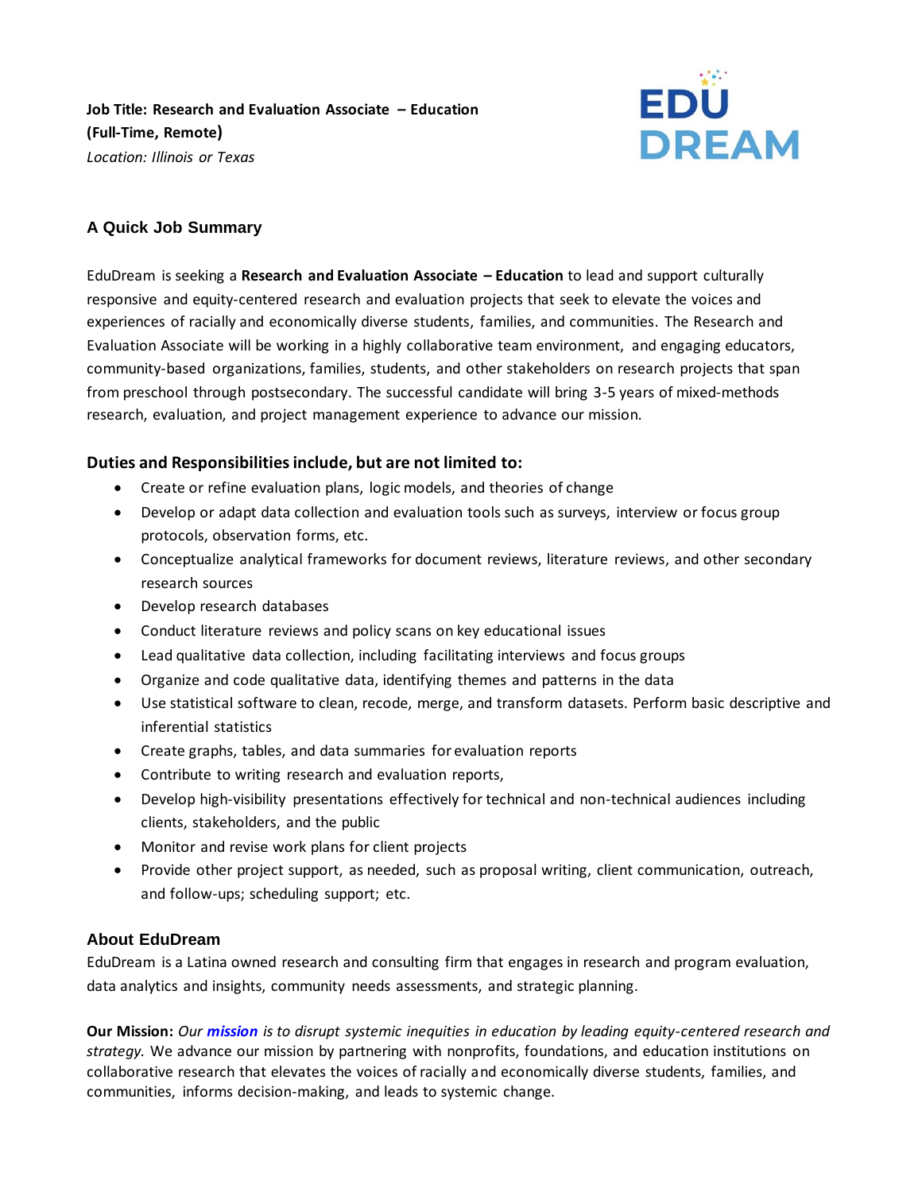**Job Title: Research and Evaluation Associate – Education (Full-Time, Remote)**
*Location: Illinois or Texas*

EDU DREAM

## A Quick Job Summary

EduDream is seeking a **Research and Evaluation Associate – Education** to lead and support culturally responsive and equity-centered research and evaluation projects that seek to elevate the voices and experiences of racially and economically diverse students, families, and communities. The Research and Evaluation Associate will be working in a highly collaborative team environment, and engaging educators, community-based organizations, families, students, and other stakeholders on research projects that span from preschool through postsecondary. The successful candidate will bring 3-5 years of mixed-methods research, evaluation, and project management experience to advance our mission.

### Duties and Responsibilities include, but are not limited to:

- Create or refine evaluation plans, logic models, and theories of change
- Develop or adapt data collection and evaluation tools such as surveys, interview or focus group protocols, observation forms, etc.
- Conceptualize analytical frameworks for document reviews, literature reviews, and other secondary research sources
- Develop research databases
- Conduct literature reviews and policy scans on key educational issues
- Lead qualitative data collection, including facilitating interviews and focus groups
- Organize and code qualitative data, identifying themes and patterns in the data
- Use statistical software to clean, recode, merge, and transform datasets. Perform basic descriptive and inferential statistics
- Create graphs, tables, and data summaries for evaluation reports
- Contribute to writing research and evaluation reports,
- Develop high-visibility presentations effectively for technical and non-technical audiences including clients, stakeholders, and the public
- Monitor and revise work plans for client projects
- Provide other project support, as needed, such as proposal writing, client communication, outreach, and follow-ups; scheduling support; etc.

### About EduDream

EduDream is a Latina owned research and consulting firm that engages in research and program evaluation, data analytics and insights, community needs assessments, and strategic planning.

**Our Mission:** *Our **mission** is to disrupt systemic inequities in education by leading equity-centered research and strategy.* We advance our mission by partnering with nonprofits, foundations, and education institutions on collaborative research that elevates the voices of racially and economically diverse students, families, and communities, informs decision-making, and leads to systemic change.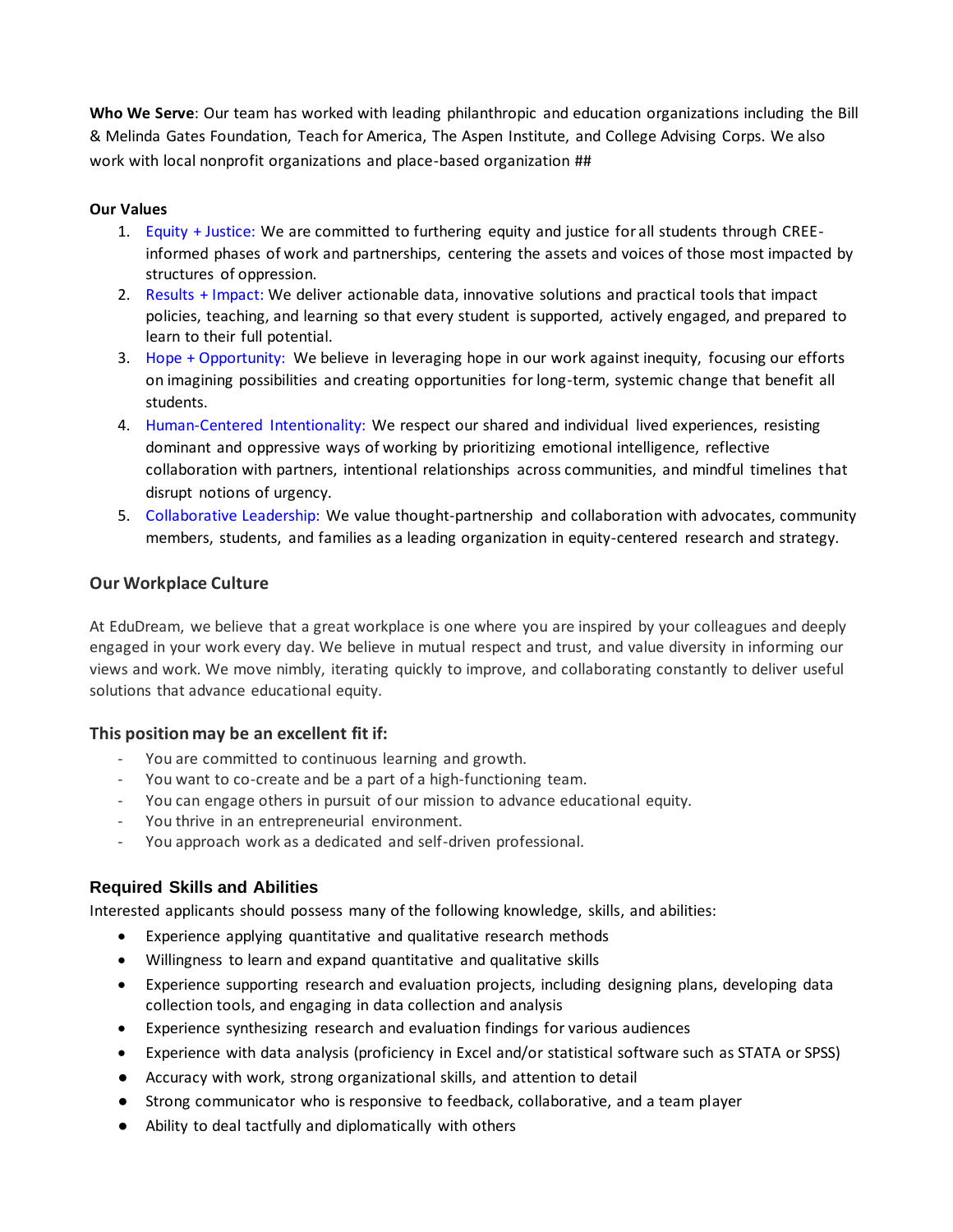**Who We Serve**: Our team has worked with leading philanthropic and education organizations including the Bill & Melinda Gates Foundation, Teach for America, The Aspen Institute, and College Advising Corps. We also work with local nonprofit organizations and place-based organization ##

**Our Values**

1. Equity + Justice: We are committed to furthering equity and justice for all students through CREE-informed phases of work and partnerships, centering the assets and voices of those most impacted by structures of oppression.
2. Results + Impact: We deliver actionable data, innovative solutions and practical tools that impact policies, teaching, and learning so that every student is supported, actively engaged, and prepared to learn to their full potential.
3. Hope + Opportunity: We believe in leveraging hope in our work against inequity, focusing our efforts on imagining possibilities and creating opportunities for long-term, systemic change that benefit all students.
4. Human-Centered Intentionality: We respect our shared and individual lived experiences, resisting dominant and oppressive ways of working by prioritizing emotional intelligence, reflective collaboration with partners, intentional relationships across communities, and mindful timelines that disrupt notions of urgency.
5. Collaborative Leadership: We value thought-partnership and collaboration with advocates, community members, students, and families as a leading organization in equity-centered research and strategy.

### Our Workplace Culture

At EduDream, we believe that a great workplace is one where you are inspired by your colleagues and deeply engaged in your work every day. We believe in mutual respect and trust, and value diversity in informing our views and work. We move nimbly, iterating quickly to improve, and collaborating constantly to deliver useful solutions that advance educational equity.

### This position may be an excellent fit if:

- You are committed to continuous learning and growth.
- You want to co-create and be a part of a high-functioning team.
- You can engage others in pursuit of our mission to advance educational equity.
- You thrive in an entrepreneurial environment.
- You approach work as a dedicated and self-driven professional.

### Required Skills and Abilities

Interested applicants should possess many of the following knowledge, skills, and abilities:

- Experience applying quantitative and qualitative research methods
- Willingness to learn and expand quantitative and qualitative skills
- Experience supporting research and evaluation projects, including designing plans, developing data collection tools, and engaging in data collection and analysis
- Experience synthesizing research and evaluation findings for various audiences
- Experience with data analysis (proficiency in Excel and/or statistical software such as STATA or SPSS)
- Accuracy with work, strong organizational skills, and attention to detail
- Strong communicator who is responsive to feedback, collaborative, and a team player
- Ability to deal tactfully and diplomatically with others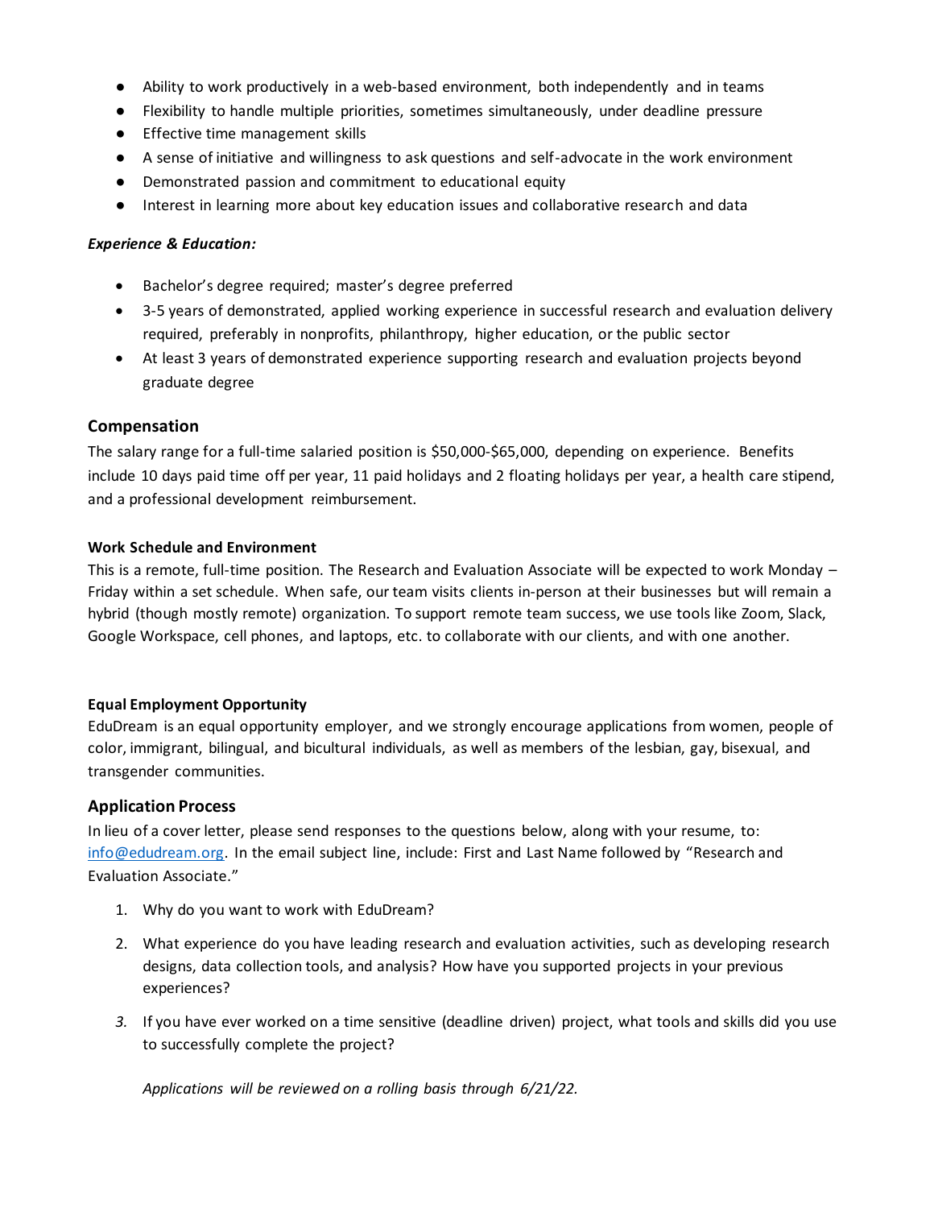- Ability to work productively in a web-based environment, both independently and in teams
- Flexibility to handle multiple priorities, sometimes simultaneously, under deadline pressure
- Effective time management skills
- A sense of initiative and willingness to ask questions and self-advocate in the work environment
- Demonstrated passion and commitment to educational equity
- Interest in learning more about key education issues and collaborative research and data

***Experience & Education:***

- Bachelor's degree required; master's degree preferred
- 3-5 years of demonstrated, applied working experience in successful research and evaluation delivery required, preferably in nonprofits, philanthropy, higher education, or the public sector
- At least 3 years of demonstrated experience supporting research and evaluation projects beyond graduate degree

## Compensation

The salary range for a full-time salaried position is $50,000-$65,000, depending on experience. Benefits include 10 days paid time off per year, 11 paid holidays and 2 floating holidays per year, a health care stipend, and a professional development reimbursement.

### Work Schedule and Environment

This is a remote, full-time position. The Research and Evaluation Associate will be expected to work Monday – Friday within a set schedule. When safe, our team visits clients in-person at their businesses but will remain a hybrid (though mostly remote) organization. To support remote team success, we use tools like Zoom, Slack, Google Workspace, cell phones, and laptops, etc. to collaborate with our clients, and with one another.

### Equal Employment Opportunity

EduDream is an equal opportunity employer, and we strongly encourage applications from women, people of color, immigrant, bilingual, and bicultural individuals, as well as members of the lesbian, gay, bisexual, and transgender communities.

## Application Process

In lieu of a cover letter, please send responses to the questions below, along with your resume, to: info@edudream.org. In the email subject line, include: First and Last Name followed by "Research and Evaluation Associate."

1. Why do you want to work with EduDream?
2. What experience do you have leading research and evaluation activities, such as developing research designs, data collection tools, and analysis? How have you supported projects in your previous experiences?
3. If you have ever worked on a time sensitive (deadline driven) project, what tools and skills did you use to successfully complete the project?

*Applications will be reviewed on a rolling basis through 6/21/22.*